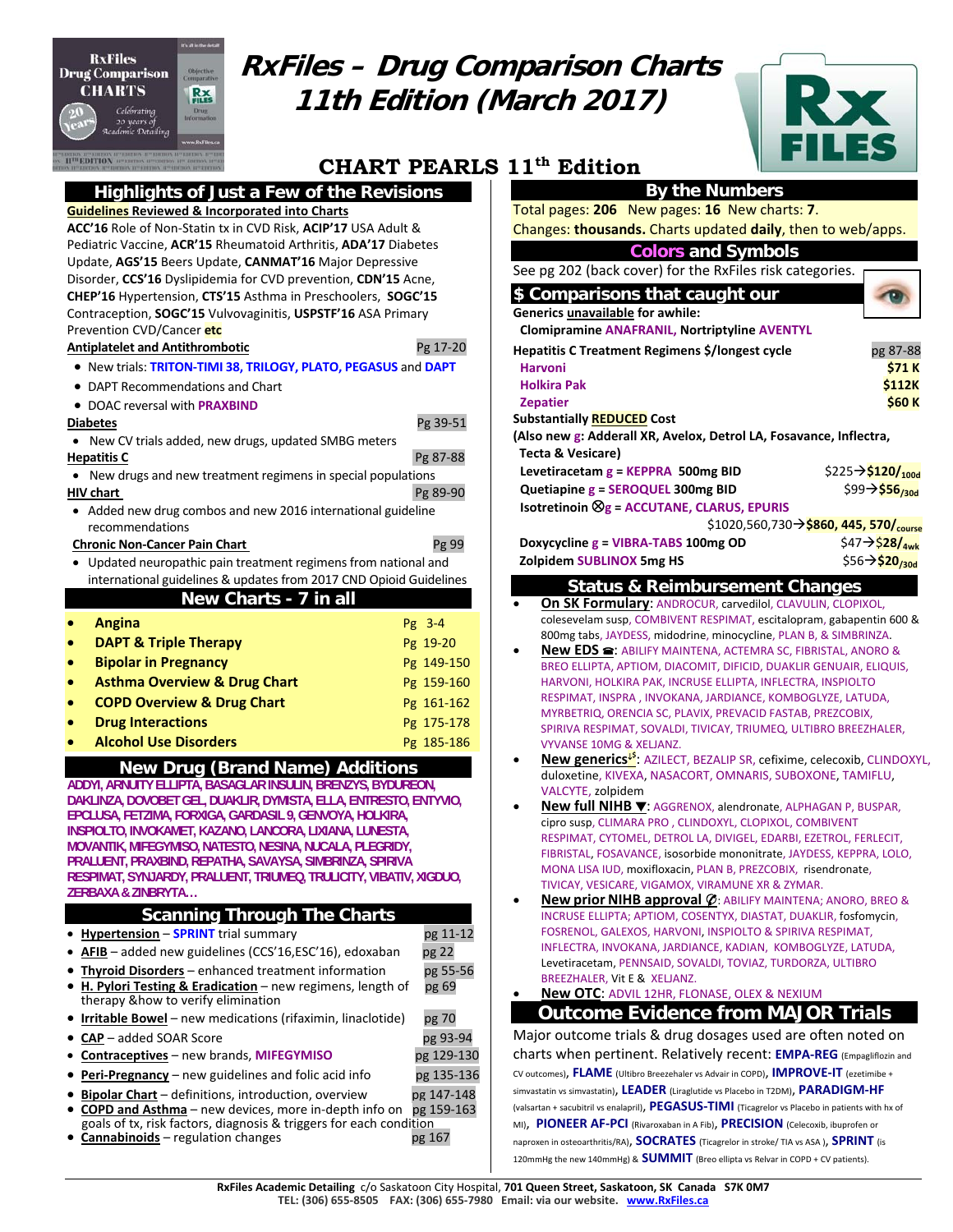# RxFiles – Drug Comparison Charts 11th Edition (March 2017)

## CHART PEARLS 11th Edition

## Highlights of Just a Few of the Revisions

**Guidelines Reviewed & Incorporated into Charts**

**ACC'16** Role of Non-Statin tx in CVD Risk, **ACIP'17** USA Adult & Pediatric Vaccine, **ACR'15** Rheumatoid Arthritis, **ADA'17** Diabetes Update, **AGS'15** Beers Update, **CANMAT'16** Major Depressive Disorder, **CCS'16** Dyslipidemia for CVD prevention, **CDN'15** Acne, **CHEP'16** Hypertension, **CTS'15** Asthma in Preschoolers, **SOGC'15** Contraception, **SOGC'15** Vulvovaginitis, **USPSTF'16** ASA Primary Prevention CVD/Cancer **etc**

**Antiplatelet and Antithrombotic** — Pg 17-20
- New trials: **TRITON-TIMI 38, TRILOGY, PLATO, PEGASUS** and **DAPT**
- DAPT Recommendations and Chart
- DOAC reversal with **PRAXBIND**

**Diabetes** — Pg 39-51
- New CV trials added, new drugs, updated SMBG meters

**Hepatitis C** — Pg 87-88
- New drugs and new treatment regimens in special populations

**HIV chart** — Pg 89-90
- Added new drug combos and new 2016 international guideline recommendations

**Chronic Non-Cancer Pain Chart** — Pg 99
- Updated neuropathic pain treatment regimens from national and international guidelines & updates from 2017 CND Opioid Guidelines

## New Charts - 7 in all

| Chart | Page |
|---|---|
| Angina | Pg 3-4 |
| DAPT & Triple Therapy | Pg 19-20 |
| Bipolar in Pregnancy | Pg 149-150 |
| Asthma Overview & Drug Chart | Pg 159-160 |
| COPD Overview & Drug Chart | Pg 161-162 |
| Drug Interactions | Pg 175-178 |
| Alcohol Use Disorders | Pg 185-186 |

## New Drug (Brand Name) Additions

**ADDYI, ARNUITY ELLIPTA, BASAGLAR INSULIN, BRENZYS, BYDUREON, DAKLINZA, DOVOBET GEL, DUAKLIR, DYMISTA, ELLA, ENTRESTO, ENTYVIO, EPCLUSA, FETZIMA, FORXIGA, GARDASIL 9, GENVOYA, HOLKIRA, INSPIOLTO, INVOKAMET, KAZANO, LANCORA, LIXIANA, LUNESTA, MOVANTIK, MIFEGYMISO, NATESTO, NESINA, NUCALA, PLEGRIDY, PRALUENT, PRAXBIND, REPATHA, SAVAYSA, SIMBRINZA, SPIRIVA RESPIMAT, SYNJARDY, PRALUENT, TRIUMEQ, TRULICITY, VIBATIV, XIGDUO, ZERBAXA & ZINBRYTA…**

## Scanning Through The Charts

| Topic | Page |
|---|---|
| **Hypertension** – **SPRINT** trial summary | pg 11-12 |
| **AFIB** – added new guidelines (CCS'16,ESC'16), edoxaban | pg 22 |
| **Thyroid Disorders** – enhanced treatment information | pg 55-56 |
| **H. Pylori Testing & Eradication** – new regimens, length of therapy &how to verify elimination | pg 69 |
| **Irritable Bowel** – new medications (rifaximin, linaclotide) | pg 70 |
| **CAP** – added SOAR Score | pg 93-94 |
| **Contraceptives** – new brands, **MIFEGYMISO** | pg 129-130 |
| **Peri-Pregnancy** – new guidelines and folic acid info | pg 135-136 |
| **Bipolar Chart** – definitions, introduction, overview | pg 147-148 |
| **COPD and Asthma** – new devices, more in-depth info on goals of tx, risk factors, diagnosis & triggers for each condition | pg 159-163 |
| **Cannabinoids** – regulation changes | pg 167 |

## By the Numbers

Total pages: **206** New pages: **16** New charts: **7**.
Changes: **thousands.** Charts updated **daily**, then to web/apps.

## Colors and Symbols

See pg 202 (back cover) for the RxFiles risk categories.

## $ Comparisons that caught our eye

**Generics unavailable for awhile:**
Clomipramine ANAFRANIL, Nortriptyline AVENTYL

| Hepatitis C Treatment Regimens $/longest cycle | pg 87-88 |
|---|---|
| Harvoni | $71 K |
| Holkira Pak | $112K |
| Zepatier | $60 K |

**Substantially REDUCED Cost**
**(Also new g: Adderall XR, Avelox, Detrol LA, Fosavance, Inflectra, Tecta & Vesicare)**

| Drug | Cost |
|---|---|
| Levetiracetam g = KEPPRA 500mg BID | $225→**$120/100d** |
| Quetiapine g = SEROQUEL 300mg BID | $99→**$56/30d** |
| Isotretinoin ⊗g = ACCUTANE, CLARUS, EPURIS | $1020,560,730→**$860, 445, 570/course** |
| Doxycycline g = VIBRA-TABS 100mg OD | $47→$28/4wk |
| Zolpidem SUBLINOX 5mg HS | $56→**$20/30d** |

## Status & Reimbursement Changes

- **On SK Formulary**: ANDROCUR, carvedilol, CLAVULIN, CLOPIXOL, colesevelam susp, COMBIVENT RESPIMAT, escitalopram, gabapentin 600 & 800mg tabs, JAYDESS, midodrine, minocycline, PLAN B, & SIMBRINZA.
- **New EDS ☎**: ABILIFY MAINTENA, ACTEMRA SC, FIBRISTAL, ANORO & BREO ELLIPTA, APTIOM, DIACOMIT, DIFICID, DUAKLIR GENUAIR, ELIQUIS, HARVONI, HOLKIRA PAK, INCRUSE ELLIPTA, INFLECTRA, INSPIOLTO RESPIMAT, INSPRA , INVOKANA, JARDIANCE, KOMBOGLYZE, LATUDA, MYRBETRIQ, ORENCIA SC, PLAVIX, PREVACID FASTAB, PREZCOBIX, SPIRIVA RESPIMAT, SOVALDI, TIVICAY, TRIUMEQ, ULTIBRO BREEZHALER, VYVANSE 10MG & XELJANZ.
- **New generics↓$**: AZILECT, BEZALIP SR, cefixime, celecoxib, CLINDOXYL, duloxetine, KIVEXA, NASACORT, OMNARIS, SUBOXONE, TAMIFLU, VALCYTE, zolpidem
- **New full NIHB ▼**: AGGRENOX, alendronate, ALPHAGAN P, BUSPAR, cipro susp, CLIMARA PRO , CLINDOXYL, CLOPIXOL, COMBIVENT RESPIMAT, CYTOMEL, DETROL LA, DIVIGEL, EDARBI, EZETROL, FERLECIT, FIBRISTAL, FOSAVANCE, isosorbide mononitrate, JAYDESS, KEPPRA, LOLO, MONA LISA IUD, moxifloxacin, PLAN B, PREZCOBIX, risendronate, TIVICAY, VESICARE, VIGAMOX, VIRAMUNE XR & ZYMAR.
- **New prior NIHB approval Ø**: ABILIFY MAINTENA; ANORO, BREO & INCRUSE ELLIPTA; APTIOM, COSENTYX, DIASTAT, DUAKLIR, fosfomycin, FOSRENOL, GALEXOS, HARVONI, INSPIOLTO & SPIRIVA RESPIMAT, INFLECTRA, INVOKANA, JARDIANCE, KADIAN, KOMBOGLYZE, LATUDA, Levetiracetam, PENNSAID, SOVALDI, TOVIAZ, TURDORZA, ULTIBRO BREEZHALER, Vit E & XELJANZ.
- **New OTC**: ADVIL 12HR, FLONASE, OLEX & NEXIUM

## Outcome Evidence from MAJOR Trials

Major outcome trials & drug dosages used are often noted on charts when pertinent. Relatively recent: **EMPA-REG** (Empagliflozin and CV outcomes), **FLAME** (Ultibro Breezehaler vs Advair in COPD), **IMPROVE-IT** (ezetimibe + simvastatin vs simvastatin), **LEADER** (Liraglutide vs Placebo in T2DM), **PARADIGM-HF** (valsartan + sacubitril vs enalapril), **PEGASUS-TIMI** (Ticagrelor vs Placebo in patients with hx of MI), **PIONEER AF-PCI** (Rivaroxaban in A Fib), **PRECISION** (Celecoxib, ibuprofen or naproxen in osteoarthritis/RA), **SOCRATES** (Ticagrelor in stroke/ TIA vs ASA ), **SPRINT** (is 120mmHg the new 140mmHg) & **SUMMIT** (Breo ellipta vs Relvar in COPD + CV patients).

---

**RxFiles Academic Detailing** c/o Saskatoon City Hospital, **701 Queen Street, Saskatoon, SK Canada S7K 0M7**
**TEL: (306) 655-8505 FAX: (306) 655-7980 Email: via our website. www.RxFiles.ca**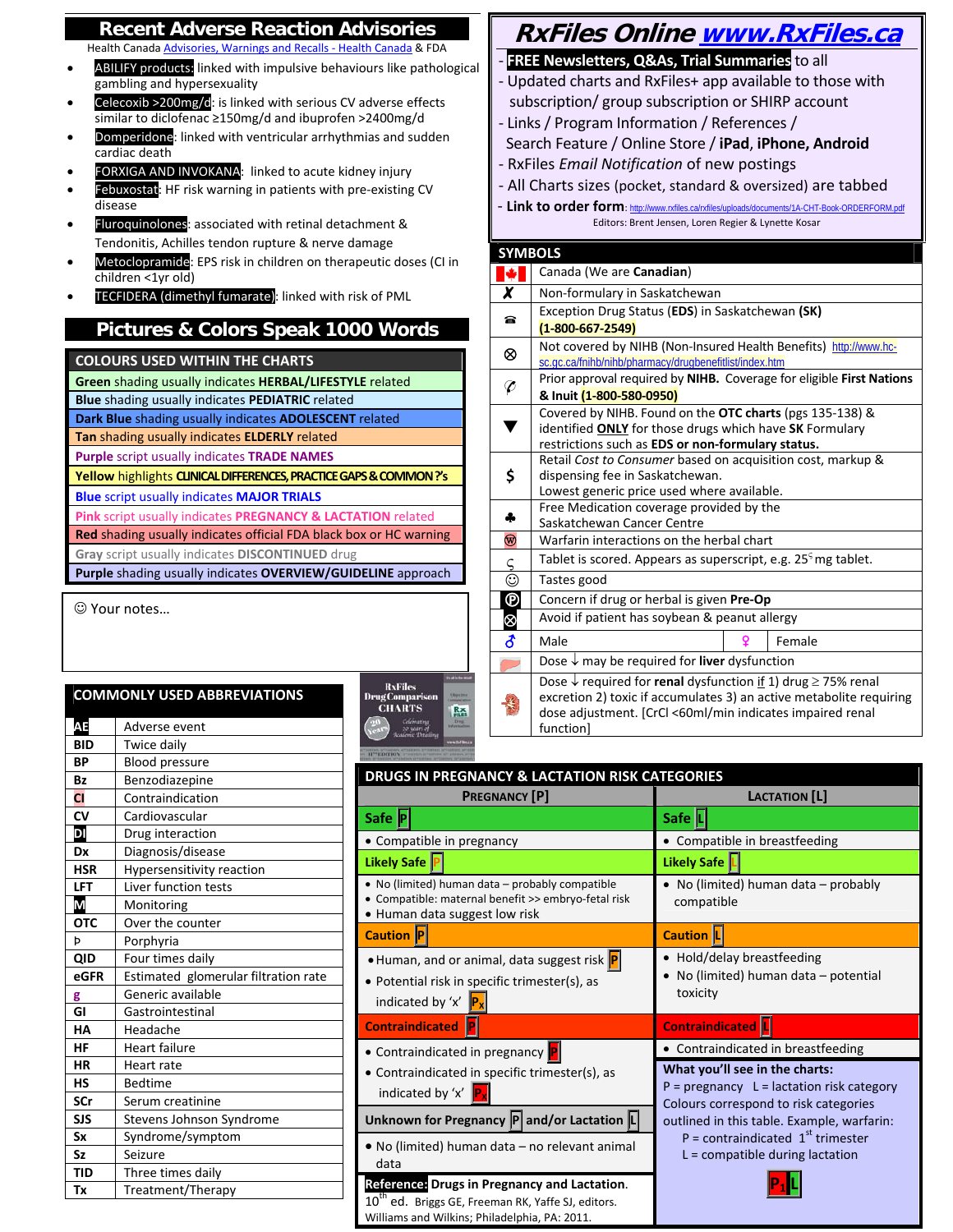# Recent Adverse Reaction Advisories

Health Canada Advisories, Warnings and Recalls - Health Canada & FDA

- **ABILIFY products**: linked with impulsive behaviours like pathological gambling and hypersexuality
- **Celecoxib >200mg/d**: is linked with serious CV adverse effects similar to diclofenac ≥150mg/d and ibuprofen >2400mg/d
- **Domperidone**: linked with ventricular arrhythmias and sudden cardiac death
- **FORXIGA AND INVOKANA**: linked to acute kidney injury
- **Febuxostat**: HF risk warning in patients with pre-existing CV disease
- **Fluroquinolones**: associated with retinal detachment & Tendonitis, Achilles tendon rupture & nerve damage
- **Metoclopramide**: EPS risk in children on therapeutic doses (CI in children <1yr old)
- **TECFIDERA (dimethyl fumarate)**: linked with risk of PML

# Pictures & Colors Speak 1000 Words

| COLOURS USED WITHIN THE CHARTS |
|---|
| **Green** shading usually indicates **HERBAL/LIFESTYLE** related |
| **Blue** shading usually indicates **PEDIATRIC** related |
| **Dark Blue** shading usually indicates **ADOLESCENT** related |
| **Tan** shading usually indicates **ELDERLY** related |
| **Purple** script usually indicates **TRADE NAMES** |
| **Yellow** highlights **CLINICAL DIFFERENCES, PRACTICE GAPS & COMMON ?'s** |
| **Blue** script usually indicates **MAJOR TRIALS** |
| **Pink** script usually indicates **PREGNANCY & LACTATION** related |
| **Red** shading usually indicates official FDA black box or HC warning |
| **Gray** script usually indicates **DISCONTINUED** drug |
| **Purple** shading usually indicates **OVERVIEW/GUIDELINE** approach |

☺ Your notes…

| COMMONLY USED ABBREVIATIONS | |
|---|---|
| **AE** | Adverse event |
| **BID** | Twice daily |
| **BP** | Blood pressure |
| **Bz** | Benzodiazepine |
| **CI** | Contraindication |
| **CV** | Cardiovascular |
| **DI** | Drug interaction |
| **Dx** | Diagnosis/disease |
| **HSR** | Hypersensitivity reaction |
| **LFT** | Liver function tests |
| **M** | Monitoring |
| **OTC** | Over the counter |
| **Þ** | Porphyria |
| **QID** | Four times daily |
| **eGFR** | Estimated glomerular filtration rate |
| **g** | Generic available |
| **GI** | Gastrointestinal |
| **HA** | Headache |
| **HF** | Heart failure |
| **HR** | Heart rate |
| **HS** | Bedtime |
| **SCr** | Serum creatinine |
| **SJS** | Stevens Johnson Syndrome |
| **Sx** | Syndrome/symptom |
| **Sz** | Seizure |
| **TID** | Three times daily |
| **Tx** | Treatment/Therapy |

# *RxFiles Online* www.RxFiles.ca

- **FREE Newsletters, Q&As, Trial Summaries** to all
- Updated charts and RxFiles+ app available to those with subscription/ group subscription or SHIRP account
- Links / Program Information / References / Search Feature / Online Store / **iPad, iPhone, Android**
- RxFiles *Email Notification* of new postings
- All Charts sizes (pocket, standard & oversized) are tabbed
- **Link to order form**: http://www.rxfiles.ca/rxfiles/uploads/documents/1A-CHT-Book-ORDERFORM.pdf

Editors: Brent Jensen, Loren Regier & Lynette Kosar

| SYMBOLS | |
|---|---|
| 🍁 | Canada (We are **Canadian**) |
| ✗ | Non-formulary in Saskatchewan |
| ☎ | Exception Drug Status (**EDS**) in Saskatchewan (**SK**) **(1-800-667-2549)** |
| ⊗ | Not covered by NIHB (Non-Insured Health Benefits) http://www.hc-sc.gc.ca/fnihb/nihb/pharmacy/drugbenefitlist/index.htm |
| ✎ | Prior approval required by **NIHB.** Coverage for eligible **First Nations & Inuit (1-800-580-0950)** |
| ▼ | Covered by NIHB. Found on the **OTC charts** (pgs 135-138) & identified **ONLY** for those drugs which have **SK** Formulary restrictions such as **EDS or non-formulary status.** |
| $ | Retail *Cost to Consumer* based on acquisition cost, markup & dispensing fee in Saskatchewan. Lowest generic price used where available. |
| ♣ | Free Medication coverage provided by the Saskatchewan Cancer Centre |
| Ⓦ | Warfarin interactions on the herbal chart |
| ς | Tablet is scored. Appears as superscript, e.g. 25ς mg tablet. |
| ☺ | Tastes good |
| Ⓟ | Concern if drug or herbal is given **Pre-Op** |
| ⊗ | Avoid if patient has soybean & peanut allergy |
| ♂ | Male ♀ Female |
| (liver) | Dose ↓ may be required for **liver** dysfunction |
| (kidney) | Dose ↓ required for **renal** dysfunction if 1) drug ≥ 75% renal excretion 2) toxic if accumulates 3) an active metabolite requiring dose adjustment. [CrCl <60ml/min indicates impaired renal function] |

| DRUGS IN PREGNANCY & LACTATION RISK CATEGORIES | |
|---|---|
| **PREGNANCY [P]** | **LACTATION [L]** |
| **Safe** P | **Safe** L |
| • Compatible in pregnancy | • Compatible in breastfeeding |
| **Likely Safe** P | **Likely Safe** L |
| • No (limited) human data – probably compatible<br>• Compatible: maternal benefit >> embryo-fetal risk<br>• Human data suggest low risk | • No (limited) human data – probably compatible |
| **Caution** P | **Caution** L |
| • Human, and or animal, data suggest risk P<br>• Potential risk in specific trimester(s), as indicated by 'x' $P_x$ | • Hold/delay breastfeeding<br>• No (limited) human data – potential toxicity |
| **Contraindicated** P | **Contraindicated** L |
| • Contraindicated in pregnancy P<br>• Contraindicated in specific trimester(s), as indicated by 'x' $P_x$ | • Contraindicated in breastfeeding |
| **Unknown for Pregnancy** P **and/or Lactation** L | **What you'll see in the charts:**<br>P = pregnancy L = lactation risk category<br>Colours correspond to risk categories outlined in this table. Example, warfarin:<br>P = contraindicated 1st trimester<br>L = compatible during lactation<br>$P_1$ L |
| • No (limited) human data – no relevant animal data | |

**Reference:** **Drugs in Pregnancy and Lactation.** 10th ed. Briggs GE, Freeman RK, Yaffe SJ, editors. Williams and Wilkins; Philadelphia, PA: 2011.